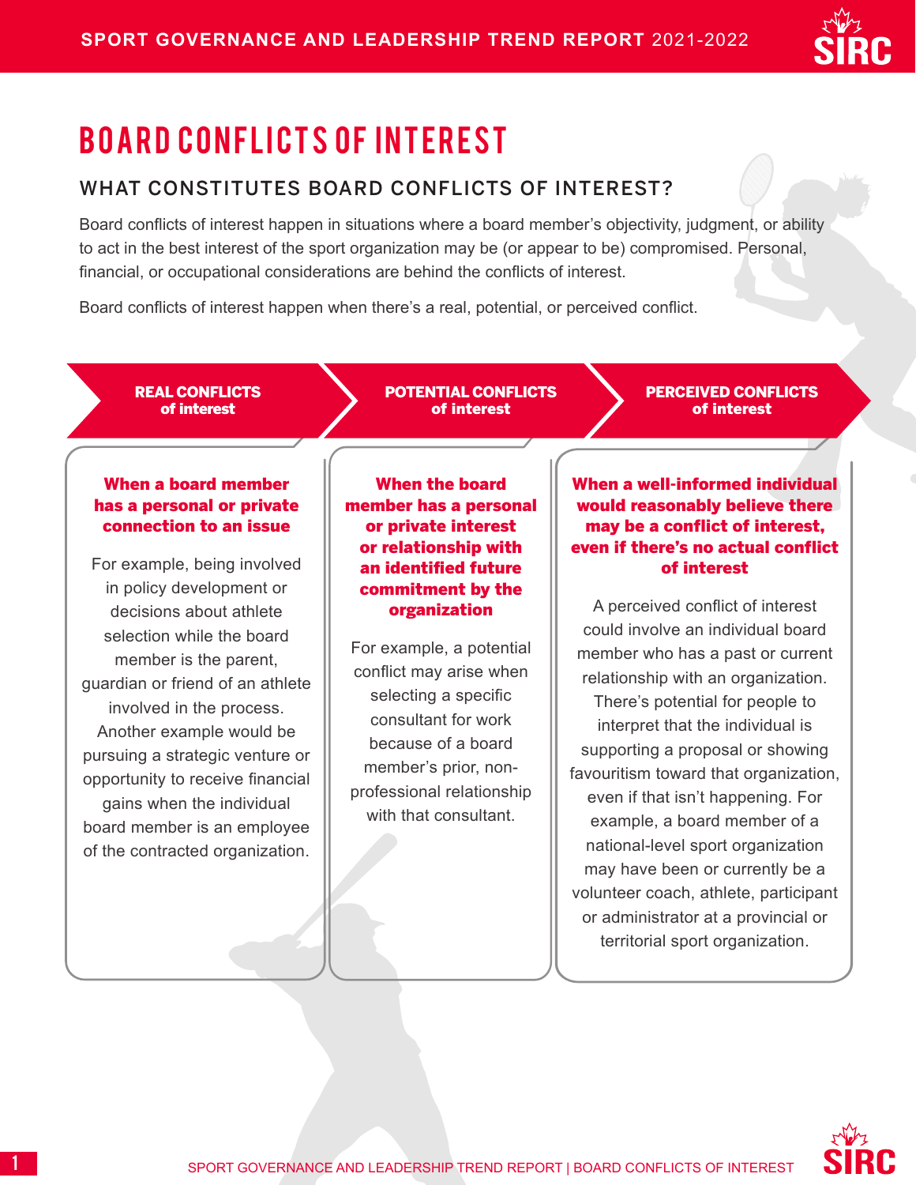# BOARD CONFLICTS OF INTEREST

## WHAT CONSTITUTES BOARD CONFLICTS OF INTEREST?

Board conflicts of interest happen in situations where a board member's objectivity, judgment, or ability to act in the best interest of the sport organization may be (or appear to be) compromised. Personal, financial, or occupational considerations are behind the conflicts of interest.

Board conflicts of interest happen when there's a real, potential, or perceived conflict.

### REAL CONFLICTS of interest

**When a board member has a personal or private connection to an issue**

For example, being involved in policy development or decisions about athlete selection while the board member is the parent, guardian or friend of an athlete involved in the process. Another example would be pursuing a strategic venture or opportunity to receive financial gains when the individual board member is an employee of the contracted organization.

### POTENTIAL CONFLICTS of interest

**When the board member has a personal or private interest or relationship with an identified future commitment by the organization**

For example, a potential conflict may arise when selecting a specific consultant for work because of a board member's prior, non-professional relationship with that consultant.

### PERCEIVED CONFLICTS of interest

**When a well-informed individual would reasonably believe there may be a conflict of interest, even if there's no actual conflict of interest**

A perceived conflict of interest could involve an individual board member who has a past or current relationship with an organization. There's potential for people to interpret that the individual is supporting a proposal or showing favouritism toward that organization, even if that isn't happening. For example, a board member of a national-level sport organization may have been or currently be a volunteer coach, athlete, participant or administrator at a provincial or territorial sport organization.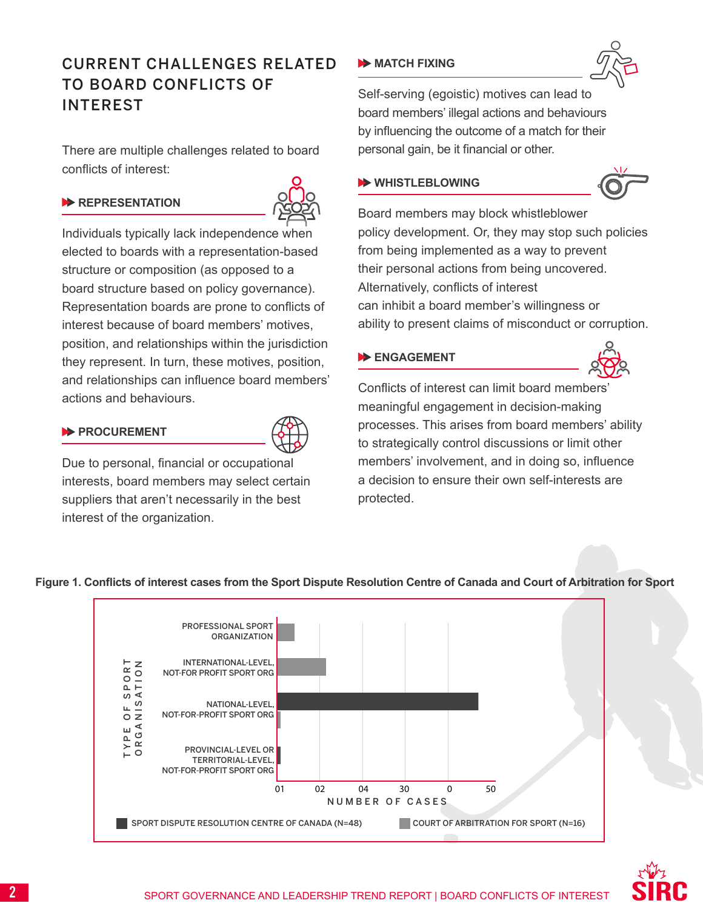## CURRENT CHALLENGES RELATED TO BOARD CONFLICTS OF INTEREST

There are multiple challenges related to board conflicts of interest:

### REPRESENTATION

Individuals typically lack independence when elected to boards with a representation-based structure or composition (as opposed to a board structure based on policy governance). Representation boards are prone to conflicts of interest because of board members' motives, position, and relationships within the jurisdiction they represent. In turn, these motives, position, and relationships can influence board members' actions and behaviours.

### PROCUREMENT

Due to personal, financial or occupational interests, board members may select certain suppliers that aren't necessarily in the best interest of the organization.

### MATCH FIXING

Self-serving (egoistic) motives can lead to board members' illegal actions and behaviours by influencing the outcome of a match for their personal gain, be it financial or other.

### WHISTLEBLOWING

Board members may block whistleblower policy development. Or, they may stop such policies from being implemented as a way to prevent their personal actions from being uncovered. Alternatively, conflicts of interest can inhibit a board member's willingness or ability to present claims of misconduct or corruption.

### ENGAGEMENT

Conflicts of interest can limit board members' meaningful engagement in decision-making processes. This arises from board members' ability to strategically control discussions or limit other members' involvement, and in doing so, influence a decision to ensure their own self-interests are protected.

**Figure 1. Conflicts of interest cases from the Sport Dispute Resolution Centre of Canada and Court of Arbitration for Sport**

TYPE OF SPORT ORGANISATION: PROFESSIONAL SPORT ORGANIZATION; INTERNATIONAL-LEVEL, NOT-FOR PROFIT SPORT ORG; NATIONAL-LEVEL, NOT-FOR-PROFIT SPORT ORG; PROVINCIAL-LEVEL OR TERRITORIAL-LEVEL, NOT-FOR-PROFIT SPORT ORG

NUMBER OF CASES: 01, 02, 04, 30, 0, 50

SPORT DISPUTE RESOLUTION CENTRE OF CANADA (N=48) | COURT OF ARBITRATION FOR SPORT (N=16)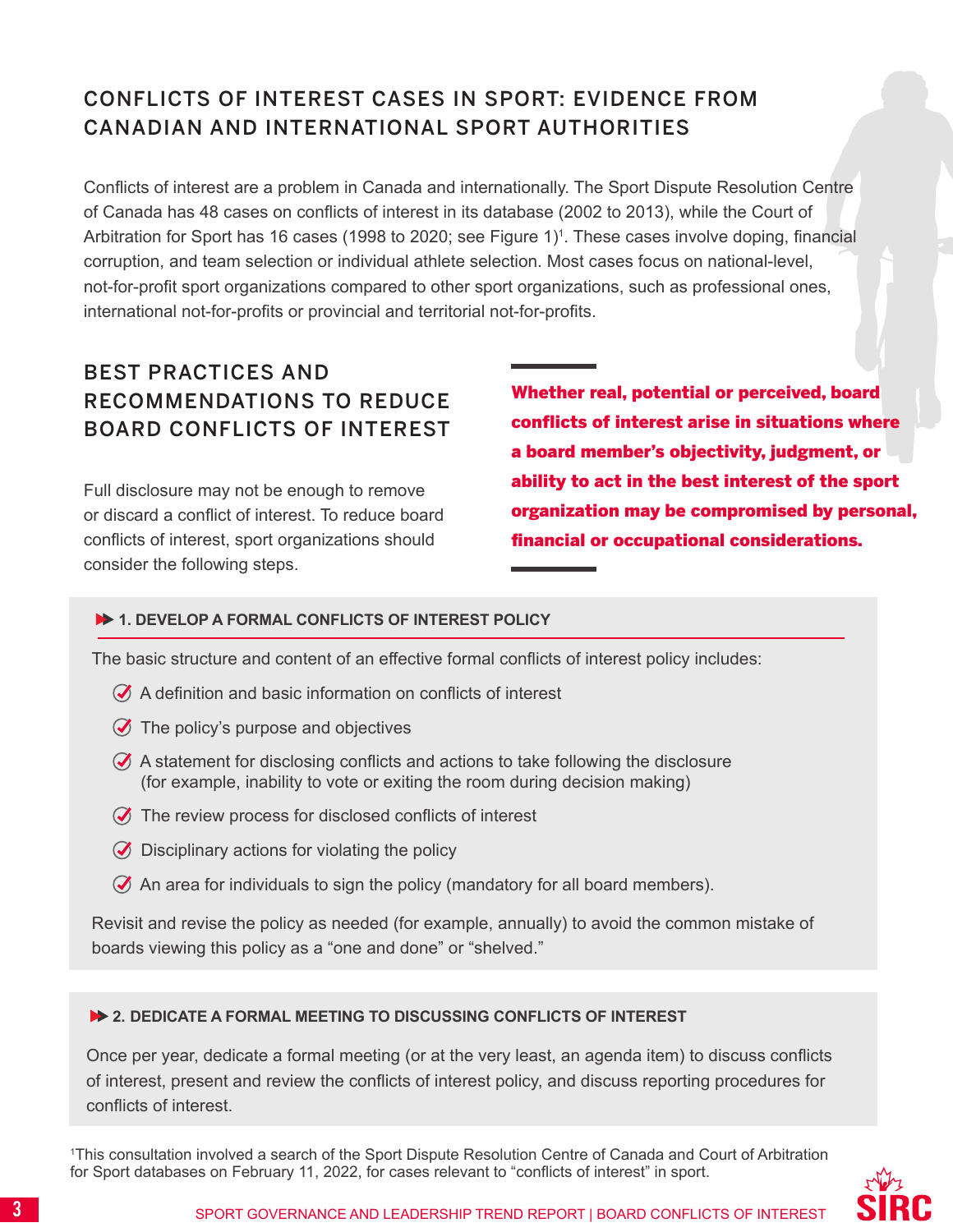## CONFLICTS OF INTEREST CASES IN SPORT: EVIDENCE FROM CANADIAN AND INTERNATIONAL SPORT AUTHORITIES

Conflicts of interest are a problem in Canada and internationally. The Sport Dispute Resolution Centre of Canada has 48 cases on conflicts of interest in its database (2002 to 2013), while the Court of Arbitration for Sport has 16 cases (1998 to 2020; see Figure 1)[1]. These cases involve doping, financial corruption, and team selection or individual athlete selection. Most cases focus on national-level, not-for-profit sport organizations compared to other sport organizations, such as professional ones, international not-for-profits or provincial and territorial not-for-profits.

## BEST PRACTICES AND RECOMMENDATIONS TO REDUCE BOARD CONFLICTS OF INTEREST

Full disclosure may not be enough to remove or discard a conflict of interest. To reduce board conflicts of interest, sport organizations should consider the following steps.

**Whether real, potential or perceived, board conflicts of interest arise in situations where a board member's objectivity, judgment, or ability to act in the best interest of the sport organization may be compromised by personal, financial or occupational considerations.**

### 1. DEVELOP A FORMAL CONFLICTS OF INTEREST POLICY

The basic structure and content of an effective formal conflicts of interest policy includes:

- A definition and basic information on conflicts of interest
- The policy's purpose and objectives
- A statement for disclosing conflicts and actions to take following the disclosure (for example, inability to vote or exiting the room during decision making)
- The review process for disclosed conflicts of interest
- Disciplinary actions for violating the policy
- An area for individuals to sign the policy (mandatory for all board members).

Revisit and revise the policy as needed (for example, annually) to avoid the common mistake of boards viewing this policy as a "one and done" or "shelved."

### 2. DEDICATE A FORMAL MEETING TO DISCUSSING CONFLICTS OF INTEREST

Once per year, dedicate a formal meeting (or at the very least, an agenda item) to discuss conflicts of interest, present and review the conflicts of interest policy, and discuss reporting procedures for conflicts of interest.

[1]This consultation involved a search of the Sport Dispute Resolution Centre of Canada and Court of Arbitration for Sport databases on February 11, 2022, for cases relevant to "conflicts of interest" in sport.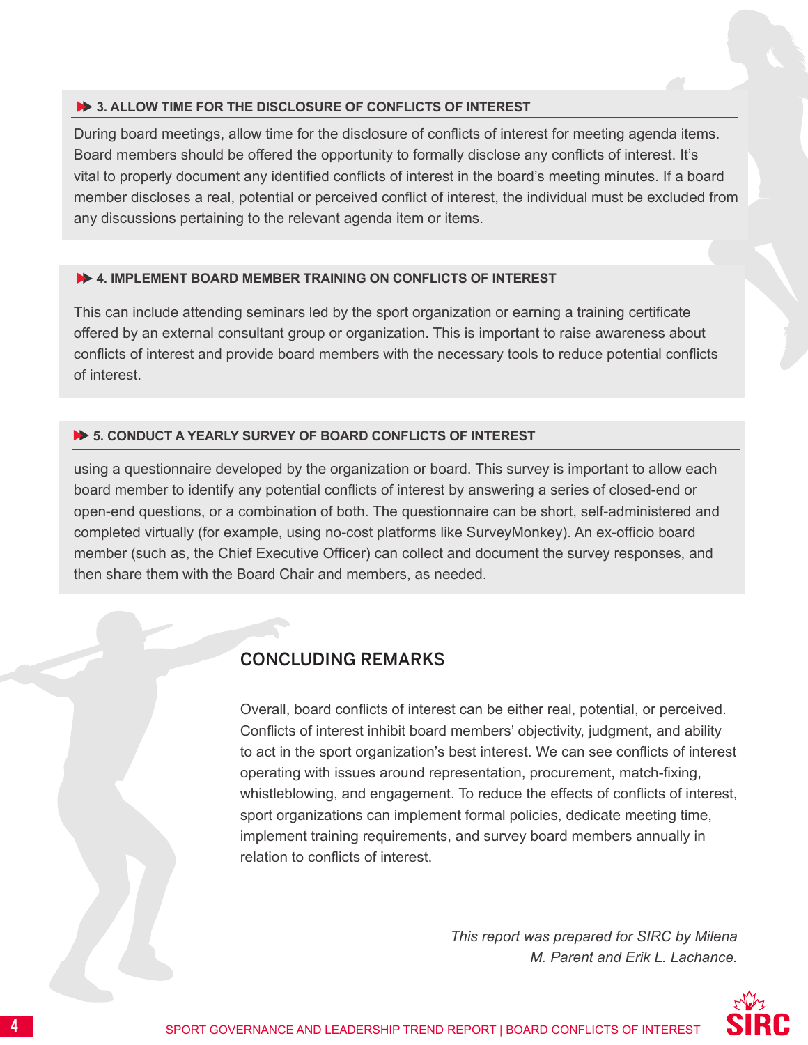### 3. ALLOW TIME FOR THE DISCLOSURE OF CONFLICTS OF INTEREST

During board meetings, allow time for the disclosure of conflicts of interest for meeting agenda items. Board members should be offered the opportunity to formally disclose any conflicts of interest. It's vital to properly document any identified conflicts of interest in the board's meeting minutes. If a board member discloses a real, potential or perceived conflict of interest, the individual must be excluded from any discussions pertaining to the relevant agenda item or items.

### 4. IMPLEMENT BOARD MEMBER TRAINING ON CONFLICTS OF INTEREST

This can include attending seminars led by the sport organization or earning a training certificate offered by an external consultant group or organization. This is important to raise awareness about conflicts of interest and provide board members with the necessary tools to reduce potential conflicts of interest.

### 5. CONDUCT A YEARLY SURVEY OF BOARD CONFLICTS OF INTEREST

using a questionnaire developed by the organization or board. This survey is important to allow each board member to identify any potential conflicts of interest by answering a series of closed-end or open-end questions, or a combination of both. The questionnaire can be short, self-administered and completed virtually (for example, using no-cost platforms like SurveyMonkey). An ex-officio board member (such as, the Chief Executive Officer) can collect and document the survey responses, and then share them with the Board Chair and members, as needed.

## CONCLUDING REMARKS

Overall, board conflicts of interest can be either real, potential, or perceived. Conflicts of interest inhibit board members' objectivity, judgment, and ability to act in the sport organization's best interest. We can see conflicts of interest operating with issues around representation, procurement, match-fixing, whistleblowing, and engagement. To reduce the effects of conflicts of interest, sport organizations can implement formal policies, dedicate meeting time, implement training requirements, and survey board members annually in relation to conflicts of interest.

*This report was prepared for SIRC by Milena M. Parent and Erik L. Lachance.*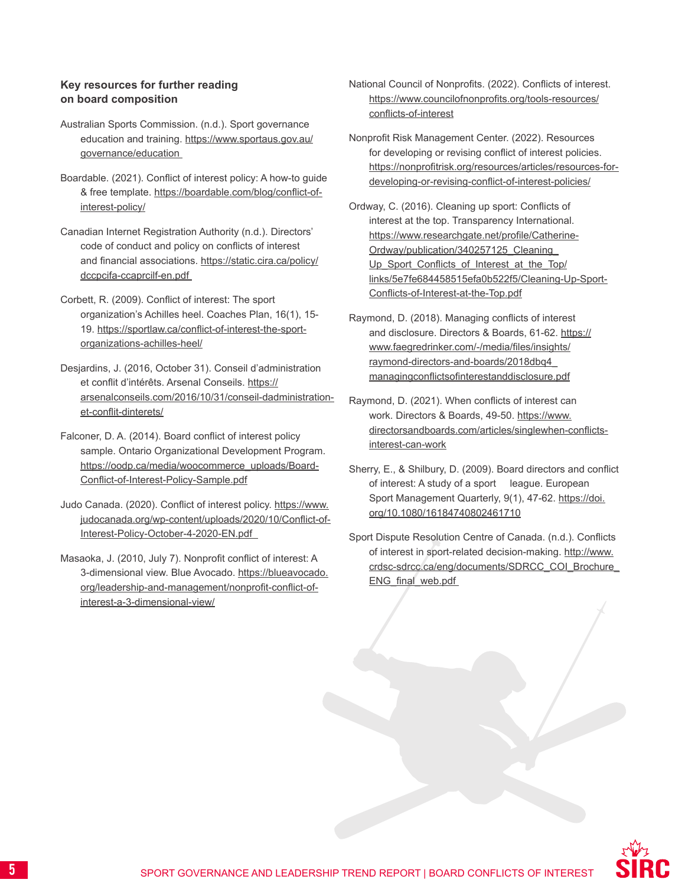**Key resources for further reading on board composition**

Australian Sports Commission. (n.d.). Sport governance education and training. https://www.sportaus.gov.au/governance/education

Boardable. (2021). Conflict of interest policy: A how-to guide & free template. https://boardable.com/blog/conflict-of-interest-policy/

Canadian Internet Registration Authority (n.d.). Directors' code of conduct and policy on conflicts of interest and financial associations. https://static.cira.ca/policy/dccpcifa-ccaprcilf-en.pdf

Corbett, R. (2009). Conflict of interest: The sport organization's Achilles heel. Coaches Plan, 16(1), 15-19. https://sportlaw.ca/conflict-of-interest-the-sport-organizations-achilles-heel/

Desjardins, J. (2016, October 31). Conseil d'administration et conflit d'intérêts. Arsenal Conseils. https://arsenalconseils.com/2016/10/31/conseil-dadministration-et-conflit-dinterets/

Falconer, D. A. (2014). Board conflict of interest policy sample. Ontario Organizational Development Program. https://oodp.ca/media/woocommerce_uploads/Board-Conflict-of-Interest-Policy-Sample.pdf

Judo Canada. (2020). Conflict of interest policy. https://www.judocanada.org/wp-content/uploads/2020/10/Conflict-of-Interest-Policy-October-4-2020-EN.pdf

Masaoka, J. (2010, July 7). Nonprofit conflict of interest: A 3-dimensional view. Blue Avocado. https://blueavocado.org/leadership-and-management/nonprofit-conflict-of-interest-a-3-dimensional-view/

National Council of Nonprofits. (2022). Conflicts of interest. https://www.councilofnonprofits.org/tools-resources/conflicts-of-interest

Nonprofit Risk Management Center. (2022). Resources for developing or revising conflict of interest policies. https://nonprofitrisk.org/resources/articles/resources-for-developing-or-revising-conflict-of-interest-policies/

Ordway, C. (2016). Cleaning up sport: Conflicts of interest at the top. Transparency International. https://www.researchgate.net/profile/Catherine-Ordway/publication/340257125_Cleaning_Up_Sport_Conflicts_of_Interest_at_the_Top/links/5e7fe684458515efa0b522f5/Cleaning-Up-Sport-Conflicts-of-Interest-at-the-Top.pdf

Raymond, D. (2018). Managing conflicts of interest and disclosure. Directors & Boards, 61-62. https://www.faegredrinker.com/-/media/files/insights/raymond-directors-and-boards/2018dbq4_managingconflictsofinterestanddisclosure.pdf

Raymond, D. (2021). When conflicts of interest can work. Directors & Boards, 49-50. https://www.directorsandboards.com/articles/singlewhen-conflicts-interest-can-work

Sherry, E., & Shilbury, D. (2009). Board directors and conflict of interest: A study of a sport league. European Sport Management Quarterly, 9(1), 47-62. https://doi.org/10.1080/16184740802461710

Sport Dispute Resolution Centre of Canada. (n.d.). Conflicts of interest in sport-related decision-making. http://www.crdsc-sdrcc.ca/eng/documents/SDRCC_COI_Brochure_ENG_final_web.pdf